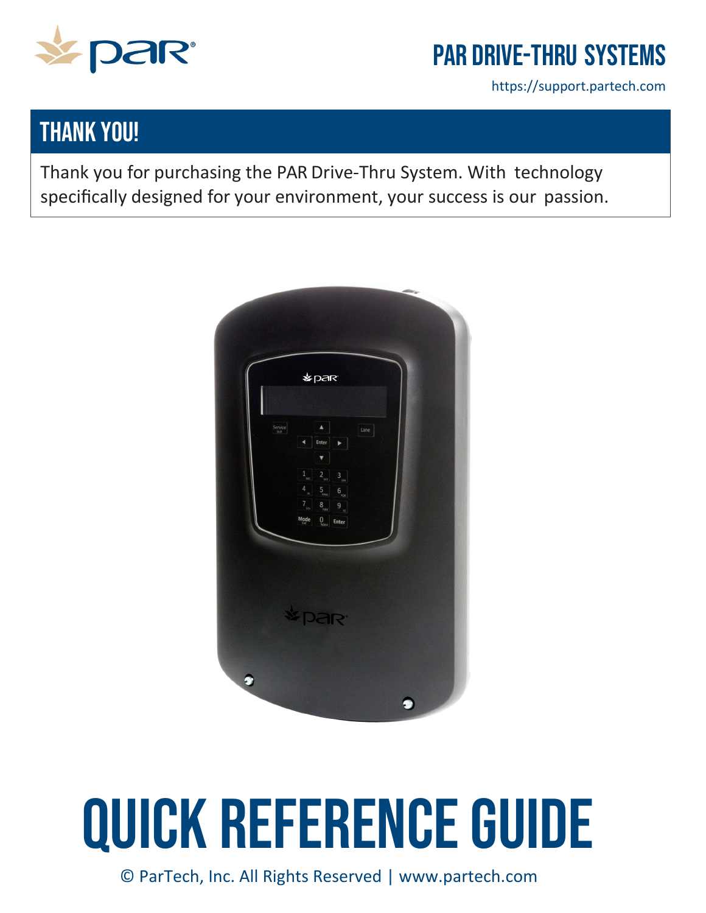# PAR DRIVE-THRU SYSTEMS

https://support.partech.com

## THANK YOU!

Thank you for purchasing the PAR Drive-Thru System. With technology specifically designed for your environment, your success is our passion.

# QUICK REFERENCE GUIDE

© ParTech, Inc. All Rights Reserved | www.partech.com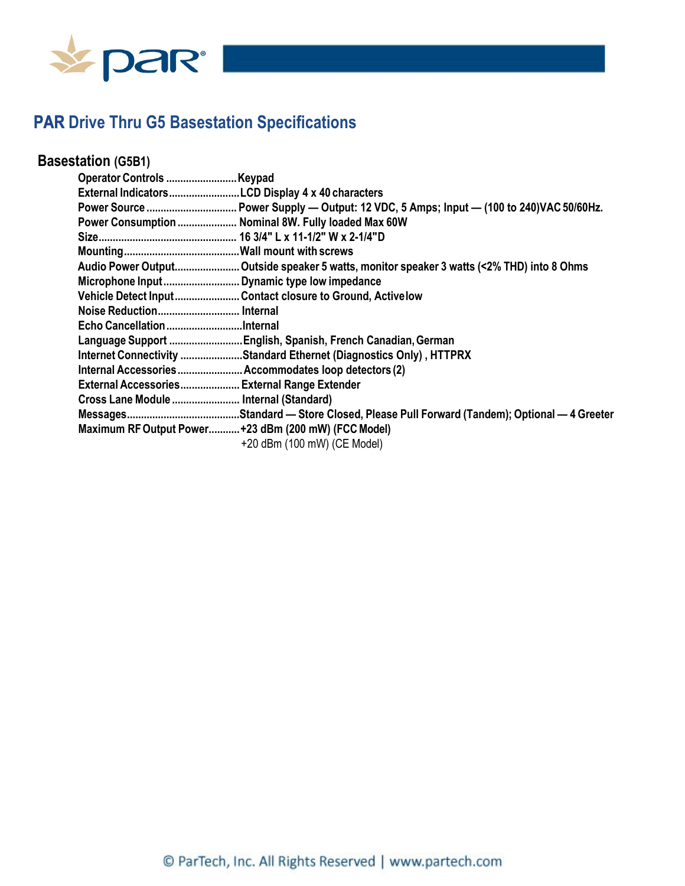# PAR Drive Thru G5 Basestation Specifications

## Basestation (G5B1)

- Operator Controls ........................ Keypad
- External Indicators ........................ LCD Display 4 x 40 characters
- Power Source ................................ Power Supply — Output: 12 VDC, 5 Amps; Input — (100 to 240)VAC 50/60Hz.
- Power Consumption ..................... Nominal 8W. Fully loaded Max 60W
- Size................................................ 16 3/4" L x 11-1/2" W x 2-1/4"D
- Mounting......................................... Wall mount with screws
- Audio Power Output....................... Outside speaker 5 watts, monitor speaker 3 watts (<2% THD) into 8 Ohms
- Microphone Input ........................... Dynamic type low impedance
- Vehicle Detect Input....................... Contact closure to Ground, Active low
- Noise Reduction............................. Internal
- Echo Cancellation ........................... Internal
- Language Support .......................... English, Spanish, French Canadian, German
- Internet Connectivity ...................... Standard Ethernet (Diagnostics Only) , HTTPRX
- Internal Accessories....................... Accommodates loop detectors (2)
- External Accessories...................... External Range Extender
- Cross Lane Module ........................ Internal (Standard)
- Messages........................................ Standard — Store Closed, Please Pull Forward (Tandem); Optional — 4 Greeter
- Maximum RF Output Power........... +23 dBm (200 mW) (FCC Model)
  +20 dBm (100 mW) (CE Model)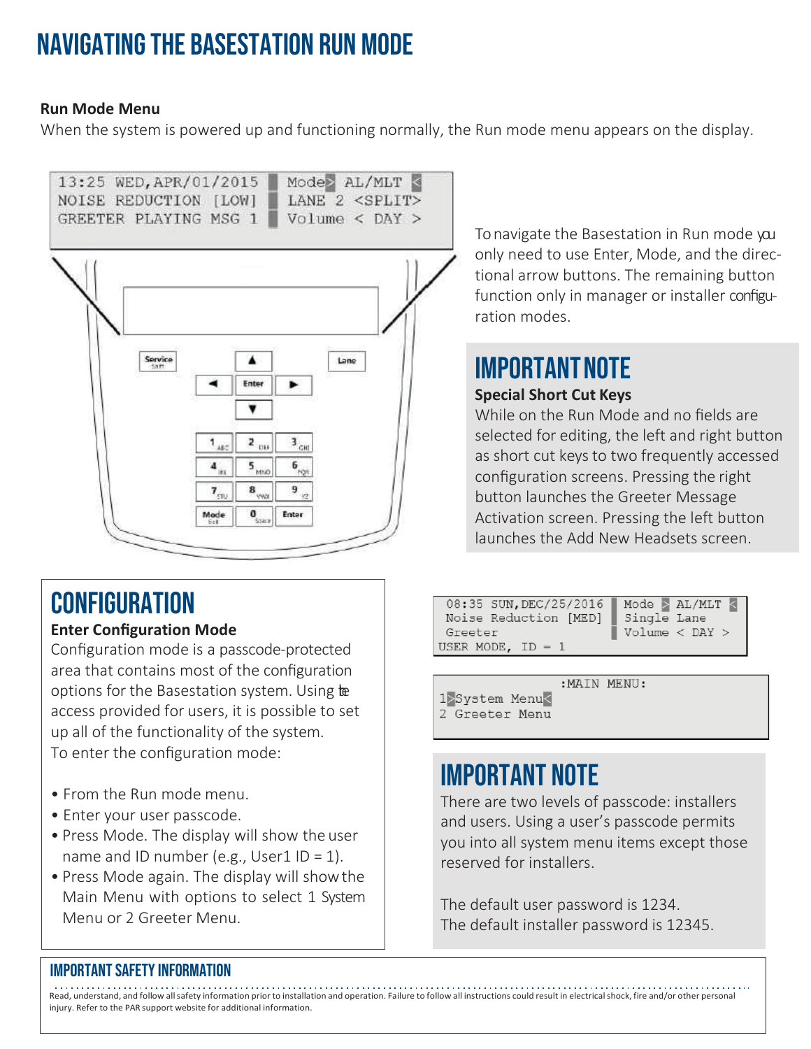# NAVIGATING THE BASESTATION RUN MODE

**Run Mode Menu**

When the system is powered up and functioning normally, the Run mode menu appears on the display.

```
13:25 WED,APR/01/2015  Mode> AL/MLT <
NOISE REDUCTION [LOW]  LANE 2 <SPLIT>
GREETER PLAYING MSG 1  Volume < DAY >
```

To navigate the Basestation in Run mode you only need to use Enter, Mode, and the directional arrow buttons. The remaining button function only in manager or installer configuration modes.

## IMPORTANT NOTE

**Special Short Cut Keys**

While on the Run Mode and no fields are selected for editing, the left and right button as short cut keys to two frequently accessed configuration screens. Pressing the right button launches the Greeter Message Activation screen. Pressing the left button launches the Add New Headsets screen.

## CONFIGURATION

**Enter Configuration Mode**

Configuration mode is a passcode-protected area that contains most of the configuration options for the Basestation system. Using the access provided for users, it is possible to set up all of the functionality of the system.

To enter the configuration mode:

- From the Run mode menu.
- Enter your user passcode.
- Press Mode. The display will show the user name and ID number (e.g., User1 ID = 1).
- Press Mode again. The display will show the Main Menu with options to select 1 System Menu or 2 Greeter Menu.

```
08:35 SUN,DEC/25/2016  Mode > AL/MLT <
Noise Reduction [MED]  Single Lane
Greeter                Volume < DAY >
USER MODE, ID = 1
```

```
            :MAIN MENU:
1>System Menu<
2 Greeter Menu
```

## IMPORTANT NOTE

There are two levels of passcode: installers and users. Using a user's passcode permits you into all system menu items except those reserved for installers.

The default user password is 1234.
The default installer password is 12345.

### IMPORTANT SAFETY INFORMATION

Read, understand, and follow all safety information prior to installation and operation. Failure to follow all instructions could result in electrical shock, fire and/or other personal injury. Refer to the PAR support website for additional information.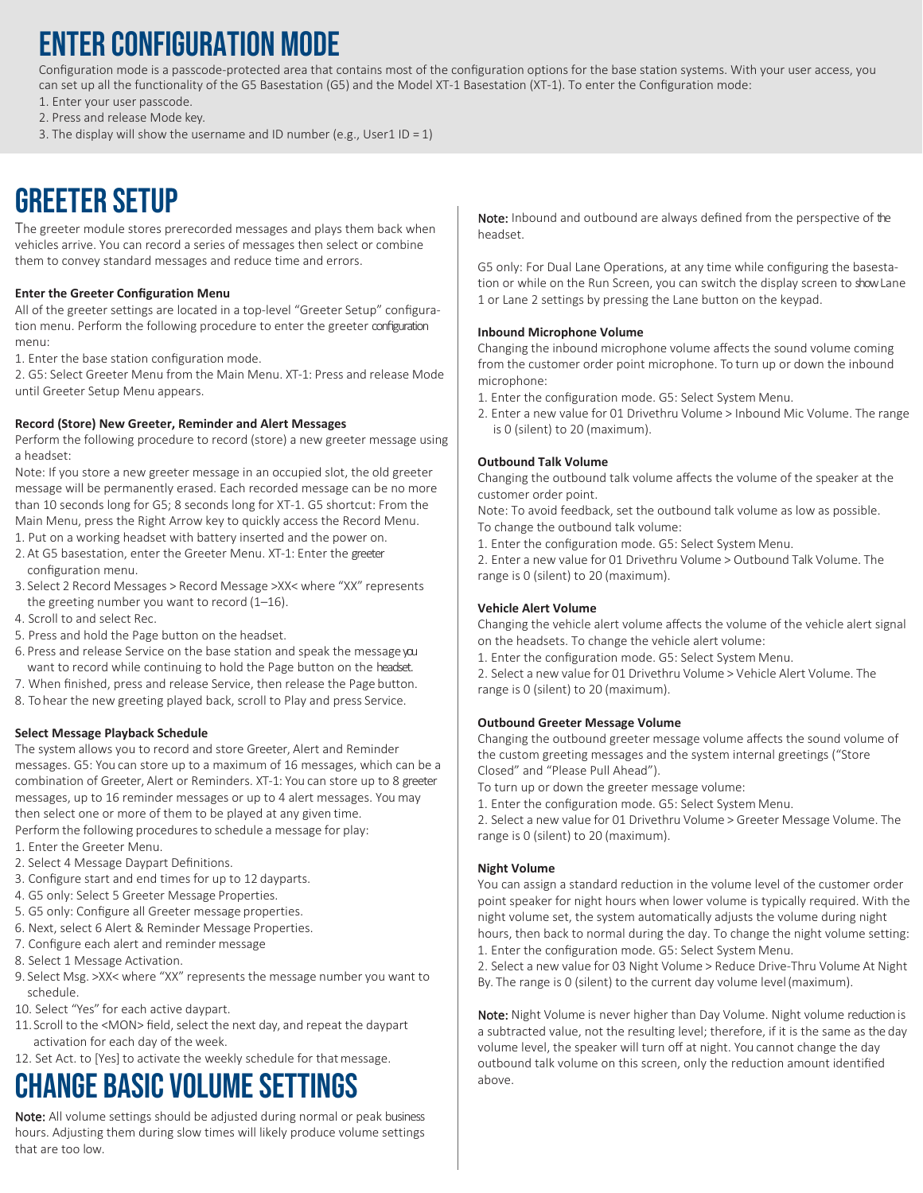# ENTER CONFIGURATION MODE

Configuration mode is a passcode-protected area that contains most of the configuration options for the base station systems. With your user access, you can set up all the functionality of the G5 Basestation (G5) and the Model XT-1 Basestation (XT-1). To enter the Configuration mode:

1. Enter your user passcode.
2. Press and release Mode key.
3. The display will show the username and ID number (e.g., User1 ID = 1)

# GREETER SETUP

The greeter module stores prerecorded messages and plays them back when vehicles arrive. You can record a series of messages then select or combine them to convey standard messages and reduce time and errors.

### Enter the Greeter Configuration Menu

All of the greeter settings are located in a top-level "Greeter Setup" configuration menu. Perform the following procedure to enter the greeter configuration menu:

1. Enter the base station configuration mode.
2. G5: Select Greeter Menu from the Main Menu. XT-1: Press and release Mode until Greeter Setup Menu appears.

### Record (Store) New Greeter, Reminder and Alert Messages

Perform the following procedure to record (store) a new greeter message using a headset:

Note: If you store a new greeter message in an occupied slot, the old greeter message will be permanently erased. Each recorded message can be no more than 10 seconds long for G5; 8 seconds long for XT-1. G5 shortcut: From the Main Menu, press the Right Arrow key to quickly access the Record Menu.

1. Put on a working headset with battery inserted and the power on.
2. At G5 basestation, enter the Greeter Menu. XT-1: Enter the greeter configuration menu.
3. Select 2 Record Messages > Record Message >XX< where "XX" represents the greeting number you want to record (1–16).
4. Scroll to and select Rec.
5. Press and hold the Page button on the headset.
6. Press and release Service on the base station and speak the message you want to record while continuing to hold the Page button on the headset.
7. When finished, press and release Service, then release the Page button.
8. To hear the new greeting played back, scroll to Play and press Service.

### Select Message Playback Schedule

The system allows you to record and store Greeter, Alert and Reminder messages. G5: You can store up to a maximum of 16 messages, which can be a combination of Greeter, Alert or Reminders. XT-1: You can store up to 8 greeter messages, up to 16 reminder messages or up to 4 alert messages. You may then select one or more of them to be played at any given time.

Perform the following procedures to schedule a message for play:

1. Enter the Greeter Menu.
2. Select 4 Message Daypart Definitions.
3. Configure start and end times for up to 12 dayparts.
4. G5 only: Select 5 Greeter Message Properties.
5. G5 only: Configure all Greeter message properties.
6. Next, select 6 Alert & Reminder Message Properties.
7. Configure each alert and reminder message
8. Select 1 Message Activation.
9. Select Msg. >XX< where "XX" represents the message number you want to schedule.
10. Select "Yes" for each active daypart.
11. Scroll to the <MON> field, select the next day, and repeat the daypart activation for each day of the week.
12. Set Act. to [Yes] to activate the weekly schedule for that message.

# CHANGE BASIC VOLUME SETTINGS

Note: All volume settings should be adjusted during normal or peak business hours. Adjusting them during slow times will likely produce volume settings that are too low.

Note: Inbound and outbound are always defined from the perspective of the headset.

G5 only: For Dual Lane Operations, at any time while configuring the basestation or while on the Run Screen, you can switch the display screen to show Lane 1 or Lane 2 settings by pressing the Lane button on the keypad.

### Inbound Microphone Volume

Changing the inbound microphone volume affects the sound volume coming from the customer order point microphone. To turn up or down the inbound microphone:

1. Enter the configuration mode. G5: Select System Menu.
2. Enter a new value for 01 Drivethru Volume > Inbound Mic Volume. The range is 0 (silent) to 20 (maximum).

### Outbound Talk Volume

Changing the outbound talk volume affects the volume of the speaker at the customer order point.

Note: To avoid feedback, set the outbound talk volume as low as possible.

To change the outbound talk volume:

1. Enter the configuration mode. G5: Select System Menu.
2. Enter a new value for 01 Drivethru Volume > Outbound Talk Volume. The range is 0 (silent) to 20 (maximum).

### Vehicle Alert Volume

Changing the vehicle alert volume affects the volume of the vehicle alert signal on the headsets. To change the vehicle alert volume:

1. Enter the configuration mode. G5: Select System Menu.
2. Select a new value for 01 Drivethru Volume > Vehicle Alert Volume. The range is 0 (silent) to 20 (maximum).

### Outbound Greeter Message Volume

Changing the outbound greeter message volume affects the sound volume of the custom greeting messages and the system internal greetings ("Store Closed" and "Please Pull Ahead").

To turn up or down the greeter message volume:

1. Enter the configuration mode. G5: Select System Menu.
2. Select a new value for 01 Drivethru Volume > Greeter Message Volume. The range is 0 (silent) to 20 (maximum).

### Night Volume

You can assign a standard reduction in the volume level of the customer order point speaker for night hours when lower volume is typically required. With the night volume set, the system automatically adjusts the volume during night hours, then back to normal during the day. To change the night volume setting:

1. Enter the configuration mode. G5: Select System Menu.
2. Select a new value for 03 Night Volume > Reduce Drive-Thru Volume At Night By. The range is 0 (silent) to the current day volume level (maximum).

Note: Night Volume is never higher than Day Volume. Night volume reduction is a subtracted value, not the resulting level; therefore, if it is the same as the day volume level, the speaker will turn off at night. You cannot change the day outbound talk volume on this screen, only the reduction amount identified above.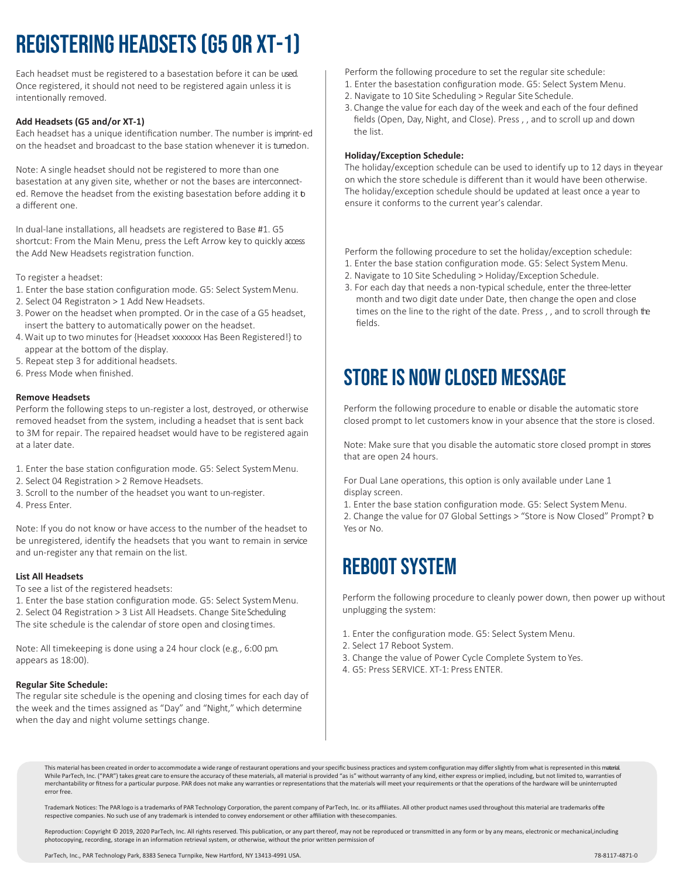# REGISTERING HEADSETS (G5 OR XT-1)

Each headset must be registered to a basestation before it can be used. Once registered, it should not need to be registered again unless it is intentionally removed.

**Add Headsets (G5 and/or XT-1)**

Each headset has a unique identification number. The number is imprint- ed on the headset and broadcast to the base station whenever it is turned on.

Note: A single headset should not be registered to more than one basestation at any given site, whether or not the bases are interconnect- ed. Remove the headset from the existing basestation before adding it to a different one.

In dual-lane installations, all headsets are registered to Base #1. G5 shortcut: From the Main Menu, press the Left Arrow key to quickly access the Add New Headsets registration function.

To register a headset:

1. Enter the base station configuration mode. G5: Select System Menu.
2. Select 04 Registraton > 1 Add New Headsets.
3. Power on the headset when prompted. Or in the case of a G5 headset, insert the battery to automatically power on the headset.
4. Wait up to two minutes for {Headset xxxxxxx Has Been Registered!} to appear at the bottom of the display.
5. Repeat step 3 for additional headsets.
6. Press Mode when finished.

**Remove Headsets**

Perform the following steps to un-register a lost, destroyed, or otherwise removed headset from the system, including a headset that is sent back to 3M for repair. The repaired headset would have to be registered again at a later date.

1. Enter the base station configuration mode. G5: Select System Menu.
2. Select 04 Registration > 2 Remove Headsets.
3. Scroll to the number of the headset you want to un-register.
4. Press Enter.

Note: If you do not know or have access to the number of the headset to be unregistered, identify the headsets that you want to remain in service and un-register any that remain on the list.

**List All Headsets**

To see a list of the registered headsets:

1. Enter the base station configuration mode. G5: Select System Menu.
2. Select 04 Registration > 3 List All Headsets. Change Site Scheduling

The site schedule is the calendar of store open and closing times.

Note: All timekeeping is done using a 24 hour clock (e.g., 6:00 p.m. appears as 18:00).

**Regular Site Schedule:**

The regular site schedule is the opening and closing times for each day of the week and the times assigned as "Day" and "Night," which determine when the day and night volume settings change.

Perform the following procedure to set the regular site schedule:

1. Enter the basestation configuration mode. G5: Select System Menu.
2. Navigate to 10 Site Scheduling > Regular Site Schedule.
3. Change the value for each day of the week and each of the four defined fields (Open, Day, Night, and Close). Press , , and to scroll up and down the list.

**Holiday/Exception Schedule:**

The holiday/exception schedule can be used to identify up to 12 days in the year on which the store schedule is different than it would have been otherwise. The holiday/exception schedule should be updated at least once a year to ensure it conforms to the current year's calendar.

Perform the following procedure to set the holiday/exception schedule:

1. Enter the base station configuration mode. G5: Select System Menu.
2. Navigate to 10 Site Scheduling > Holiday/Exception Schedule.
3. For each day that needs a non-typical schedule, enter the three-letter month and two digit date under Date, then change the open and close times on the line to the right of the date. Press , , and to scroll through the fields.

# STORE IS NOW CLOSED MESSAGE

Perform the following procedure to enable or disable the automatic store closed prompt to let customers know in your absence that the store is closed.

Note: Make sure that you disable the automatic store closed prompt in stores that are open 24 hours.

For Dual Lane operations, this option is only available under Lane 1 display screen.

1. Enter the base station configuration mode. G5: Select System Menu.
2. Change the value for 07 Global Settings > "Store is Now Closed" Prompt? to Yes or No.

# REBOOT SYSTEM

Perform the following procedure to cleanly power down, then power up without unplugging the system:

1. Enter the configuration mode. G5: Select System Menu.
2. Select 17 Reboot System.
3. Change the value of Power Cycle Complete System to Yes.
4. G5: Press SERVICE. XT-1: Press ENTER.

This material has been created in order to accommodate a wide range of restaurant operations and your specific business practices and system configuration may differ slightly from what is represented in this material. While ParTech, Inc. ("PAR") takes great care to ensure the accuracy of these materials, all material is provided "as is" without warranty of any kind, either express or implied, including, but not limited to, warranties of merchantability or fitness for a particular purpose. PAR does not make any warranties or representations that the materials will meet your requirements or that the operations of the hardware will be uninterrupted error free.

Trademark Notices: The PAR logo is a trademarks of PAR Technology Corporation, the parent company of ParTech, Inc. or its affiliates. All other product names used throughout this material are trademarks of the respective companies. No such use of any trademark is intended to convey endorsement or other affiliation with these companies.

Reproduction: Copyright © 2019, 2020 ParTech, Inc. All rights reserved. This publication, or any part thereof, may not be reproduced or transmitted in any form or by any means, electronic or mechanical,including photocopying, recording, storage in an information retrieval system, or otherwise, without the prior written permission of

ParTech, Inc., PAR Technology Park, 8383 Seneca Turnpike, New Hartford, NY 13413-4991 USA.

78-8117-4871-0